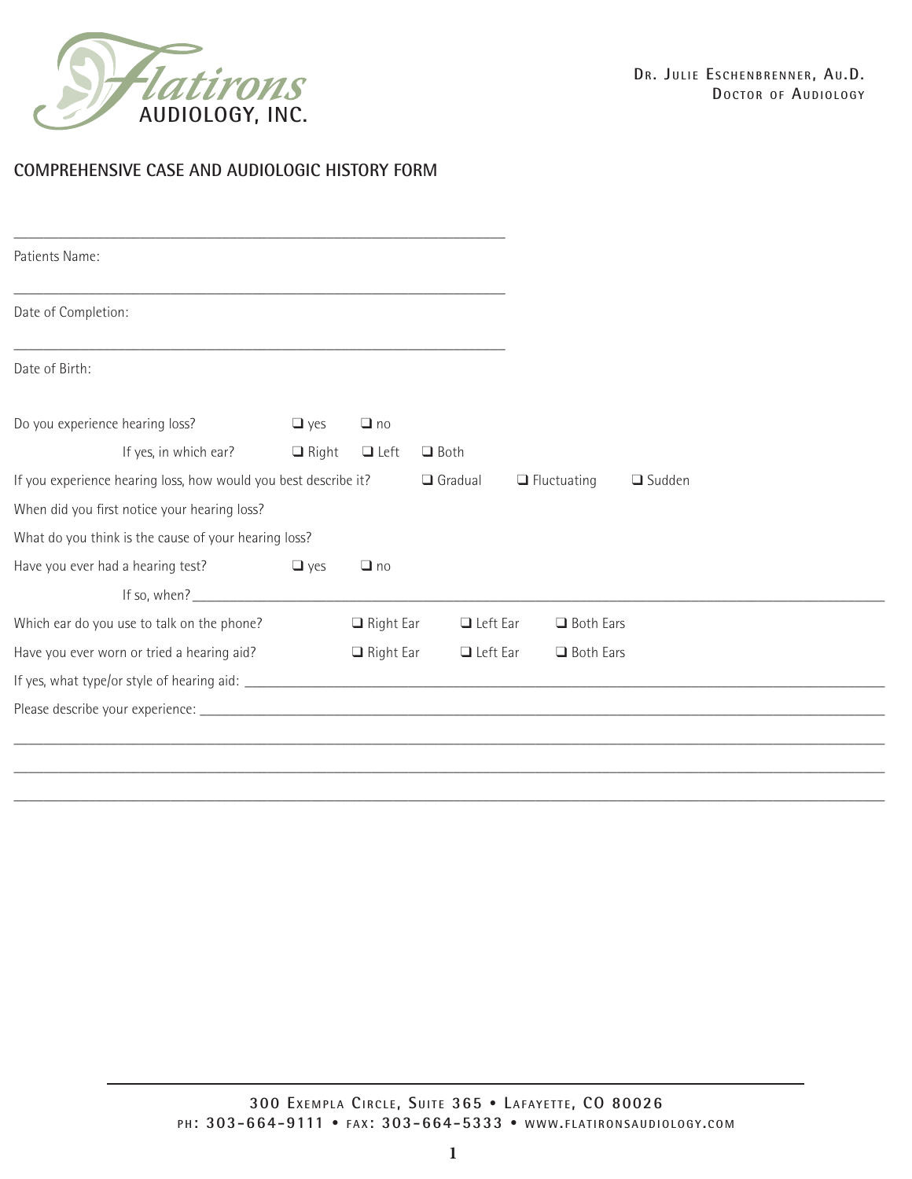Flatirons AUDIOLOGY, INC.

DR. JULIE ESCHENBRENNER, AU.D.
DOCTOR OF AUDIOLOGY

## COMPREHENSIVE CASE AND AUDIOLOGIC HISTORY FORM

______________________________________________

Patients Name:

______________________________________________

Date of Completion:

______________________________________________

Date of Birth:

Do you experience hearing loss? ❑ yes ❑ no

If yes, in which ear? ❑ Right ❑ Left ❑ Both

If you experience hearing loss, how would you best describe it? ❑ Gradual ❑ Fluctuating ❑ Sudden

When did you first notice your hearing loss?

What do you think is the cause of your hearing loss?

Have you ever had a hearing test? ❑ yes ❑ no

If so, when? ______________________________________________

Which ear do you use to talk on the phone? ❑ Right Ear ❑ Left Ear ❑ Both Ears

Have you ever worn or tried a hearing aid? ❑ Right Ear ❑ Left Ear ❑ Both Ears

If yes, what type/or style of hearing aid: ______________________________________________

Please describe your experience: ______________________________________________

______________________________________________

______________________________________________

______________________________________________

300 EXEMPLA CIRCLE, SUITE 365 • LAFAYETTE, CO 80026
PH: 303-664-9111 • FAX: 303-664-5333 • WWW.FLATIRONSAUDIOLOGY.COM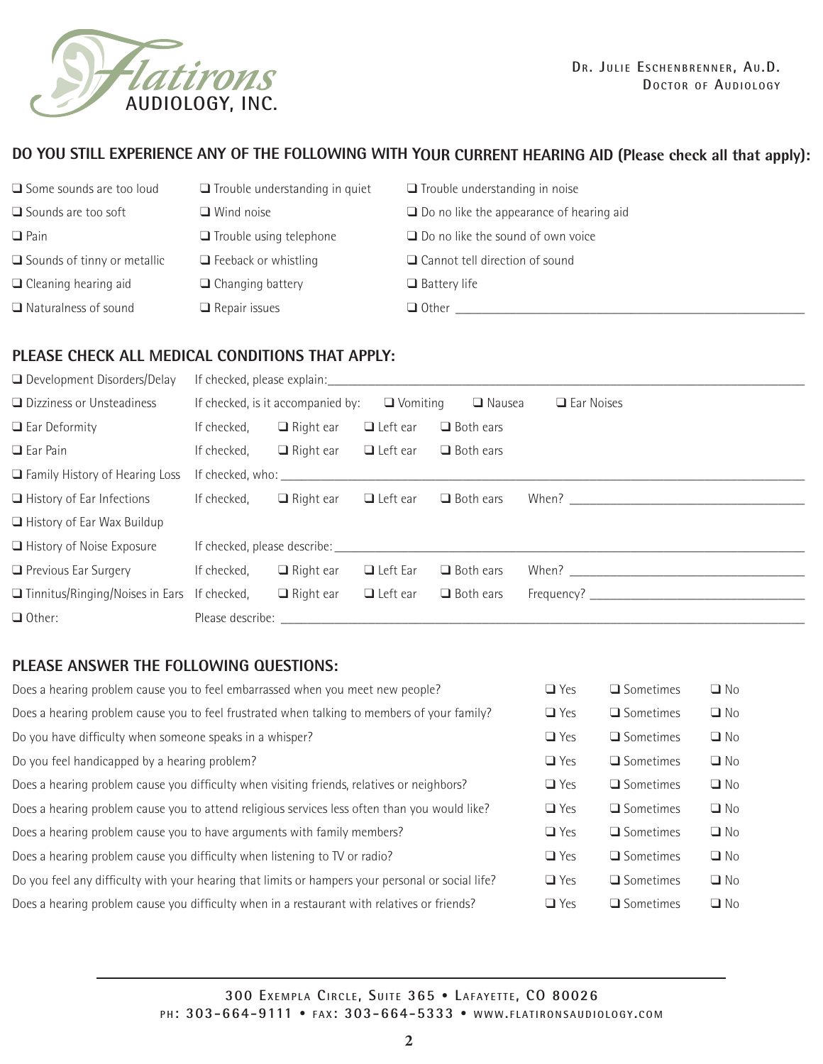# Flatirons AUDIOLOGY, INC.

**Dr. Julie Eschenbrenner, Au.D.**
**Doctor of Audiology**

## DO YOU STILL EXPERIENCE ANY OF THE FOLLOWING WITH YOUR CURRENT HEARING AID (Please check all that apply):

| | | |
|---|---|---|
| ❑ Some sounds are too loud | ❑ Trouble understanding in quiet | ❑ Trouble understanding in noise |
| ❑ Sounds are too soft | ❑ Wind noise | ❑ Do no like the appearance of hearing aid |
| ❑ Pain | ❑ Trouble using telephone | ❑ Do no like the sound of own voice |
| ❑ Sounds of tinny or metallic | ❑ Feeback or whistling | ❑ Cannot tell direction of sound |
| ❑ Cleaning hearing aid | ❑ Changing battery | ❑ Battery life |
| ❑ Naturalness of sound | ❑ Repair issues | ❑ Other ______________________ |

## PLEASE CHECK ALL MEDICAL CONDITIONS THAT APPLY:

| | |
|---|---|
| ❑ Development Disorders/Delay | If checked, please explain:______________________ |
| ❑ Dizziness or Unsteadiness | If checked, is it accompanied by: ❑ Vomiting ❑ Nausea ❑ Ear Noises |
| ❑ Ear Deformity | If checked, ❑ Right ear ❑ Left ear ❑ Both ears |
| ❑ Ear Pain | If checked, ❑ Right ear ❑ Left ear ❑ Both ears |
| ❑ Family History of Hearing Loss | If checked, who: ______________________ |
| ❑ History of Ear Infections | If checked, ❑ Right ear ❑ Left ear ❑ Both ears When? ______________ |
| ❑ History of Ear Wax Buildup | |
| ❑ History of Noise Exposure | If checked, please describe: ______________________ |
| ❑ Previous Ear Surgery | If checked, ❑ Right ear ❑ Left Ear ❑ Both ears When? ______________ |
| ❑ Tinnitus/Ringing/Noises in Ears | If checked, ❑ Right ear ❑ Left ear ❑ Both ears Frequency? ______________ |
| ❑ Other: | Please describe: ______________________ |

## PLEASE ANSWER THE FOLLOWING QUESTIONS:

| Question | | | |
|---|---|---|---|
| Does a hearing problem cause you to feel embarrassed when you meet new people? | ❑ Yes | ❑ Sometimes | ❑ No |
| Does a hearing problem cause you to feel frustrated when talking to members of your family? | ❑ Yes | ❑ Sometimes | ❑ No |
| Do you have difficulty when someone speaks in a whisper? | ❑ Yes | ❑ Sometimes | ❑ No |
| Do you feel handicapped by a hearing problem? | ❑ Yes | ❑ Sometimes | ❑ No |
| Does a hearing problem cause you difficulty when visiting friends, relatives or neighbors? | ❑ Yes | ❑ Sometimes | ❑ No |
| Does a hearing problem cause you to attend religious services less often than you would like? | ❑ Yes | ❑ Sometimes | ❑ No |
| Does a hearing problem cause you to have arguments with family members? | ❑ Yes | ❑ Sometimes | ❑ No |
| Does a hearing problem cause you difficulty when listening to TV or radio? | ❑ Yes | ❑ Sometimes | ❑ No |
| Do you feel any difficulty with your hearing that limits or hampers your personal or social life? | ❑ Yes | ❑ Sometimes | ❑ No |
| Does a hearing problem cause you difficulty when in a restaurant with relatives or friends? | ❑ Yes | ❑ Sometimes | ❑ No |

300 Exempla Circle, Suite 365 • Lafayette, CO 80026
ph: 303-664-9111 • fax: 303-664-5333 • www.flatironsaudiology.com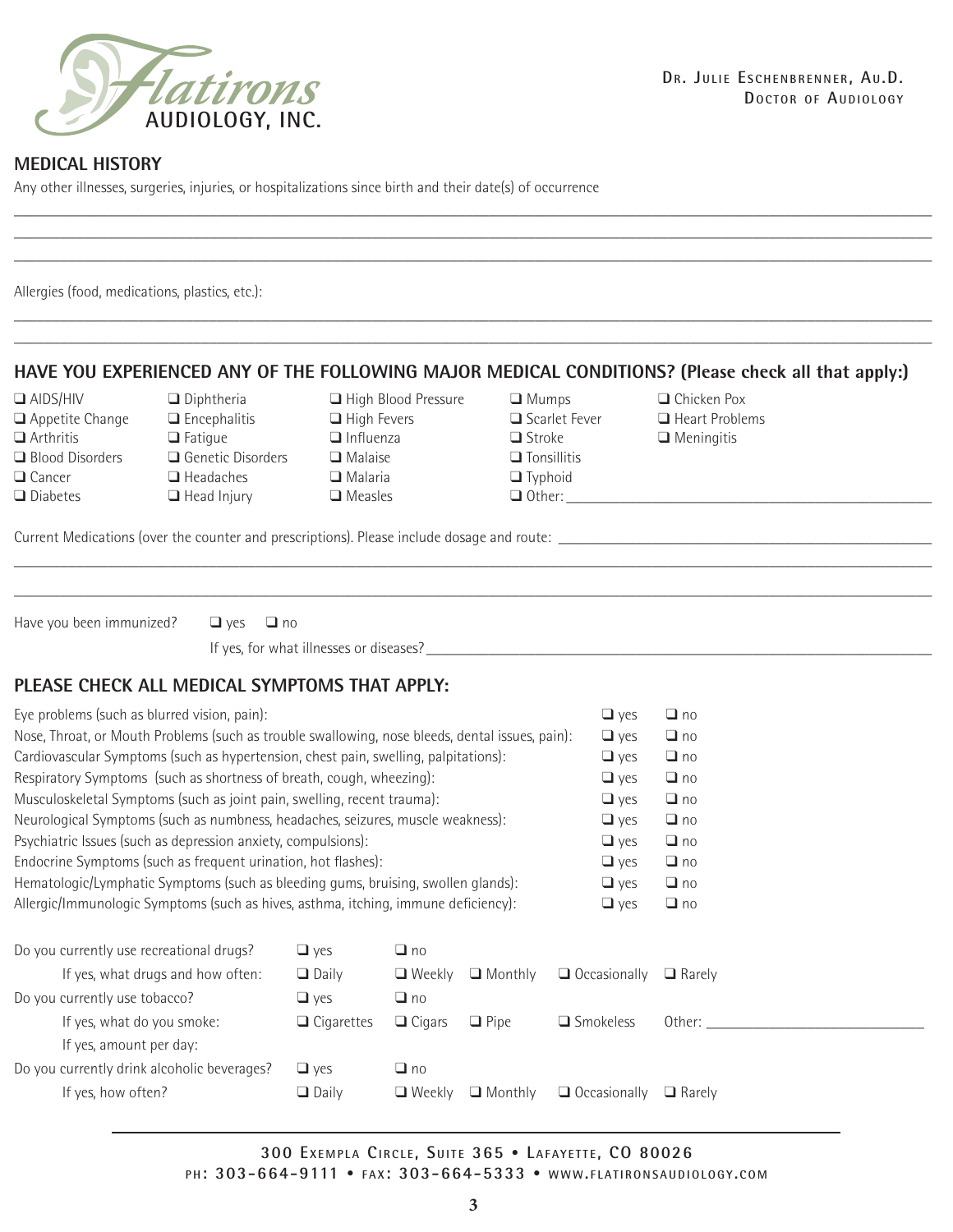Flatirons AUDIOLOGY, INC.

DR. JULIE ESCHENBRENNER, AU.D.
DOCTOR OF AUDIOLOGY

## MEDICAL HISTORY

Any other illnesses, surgeries, injuries, or hospitalizations since birth and their date(s) of occurrence

______________________________________________________________________________

______________________________________________________________________________

______________________________________________________________________________

Allergies (food, medications, plastics, etc.):

______________________________________________________________________________

______________________________________________________________________________

## HAVE YOU EXPERIENCED ANY OF THE FOLLOWING MAJOR MEDICAL CONDITIONS? (Please check all that apply:)

| | | | | |
|---|---|---|---|---|
| ❑ AIDS/HIV | ❑ Diphtheria | ❑ High Blood Pressure | ❑ Mumps | ❑ Chicken Pox |
| ❑ Appetite Change | ❑ Encephalitis | ❑ High Fevers | ❑ Scarlet Fever | ❑ Heart Problems |
| ❑ Arthritis | ❑ Fatigue | ❑ Influenza | ❑ Stroke | ❑ Meningitis |
| ❑ Blood Disorders | ❑ Genetic Disorders | ❑ Malaise | ❑ Tonsillitis | |
| ❑ Cancer | ❑ Headaches | ❑ Malaria | ❑ Typhoid | |
| ❑ Diabetes | ❑ Head Injury | ❑ Measles | ❑ Other: ______ | |

Current Medications (over the counter and prescriptions). Please include dosage and route: ______________________

______________________________________________________________________________

______________________________________________________________________________

Have you been immunized? ❑ yes ❑ no

If yes, for what illnesses or diseases? ______________________________

## PLEASE CHECK ALL MEDICAL SYMPTOMS THAT APPLY:

| | | |
|---|---|---|
| Eye problems (such as blurred vision, pain): | ❑ yes | ❑ no |
| Nose, Throat, or Mouth Problems (such as trouble swallowing, nose bleeds, dental issues, pain): | ❑ yes | ❑ no |
| Cardiovascular Symptoms (such as hypertension, chest pain, swelling, palpitations): | ❑ yes | ❑ no |
| Respiratory Symptoms (such as shortness of breath, cough, wheezing): | ❑ yes | ❑ no |
| Musculoskeletal Symptoms (such as joint pain, swelling, recent trauma): | ❑ yes | ❑ no |
| Neurological Symptoms (such as numbness, headaches, seizures, muscle weakness): | ❑ yes | ❑ no |
| Psychiatric Issues (such as depression anxiety, compulsions): | ❑ yes | ❑ no |
| Endocrine Symptoms (such as frequent urination, hot flashes): | ❑ yes | ❑ no |
| Hematologic/Lymphatic Symptoms (such as bleeding gums, bruising, swollen glands): | ❑ yes | ❑ no |
| Allergic/Immunologic Symptoms (such as hives, asthma, itching, immune deficiency): | ❑ yes | ❑ no |

| | | | | | |
|---|---|---|---|---|---|
| Do you currently use recreational drugs? | ❑ yes | ❑ no | | | |
| If yes, what drugs and how often: | ❑ Daily | ❑ Weekly | ❑ Monthly | ❑ Occasionally | ❑ Rarely |
| Do you currently use tobacco? | ❑ yes | ❑ no | | | |
| If yes, what do you smoke: | ❑ Cigarettes | ❑ Cigars | ❑ Pipe | ❑ Smokeless | Other: ______ |
| If yes, amount per day: | | | | | |
| Do you currently drink alcoholic beverages? | ❑ yes | ❑ no | | | |
| If yes, how often? | ❑ Daily | ❑ Weekly | ❑ Monthly | ❑ Occasionally | ❑ Rarely |

300 EXEMPLA CIRCLE, SUITE 365 • LAFAYETTE, CO 80026
PH: 303-664-9111 • FAX: 303-664-5333 • WWW.FLATIRONSAUDIOLOGY.COM